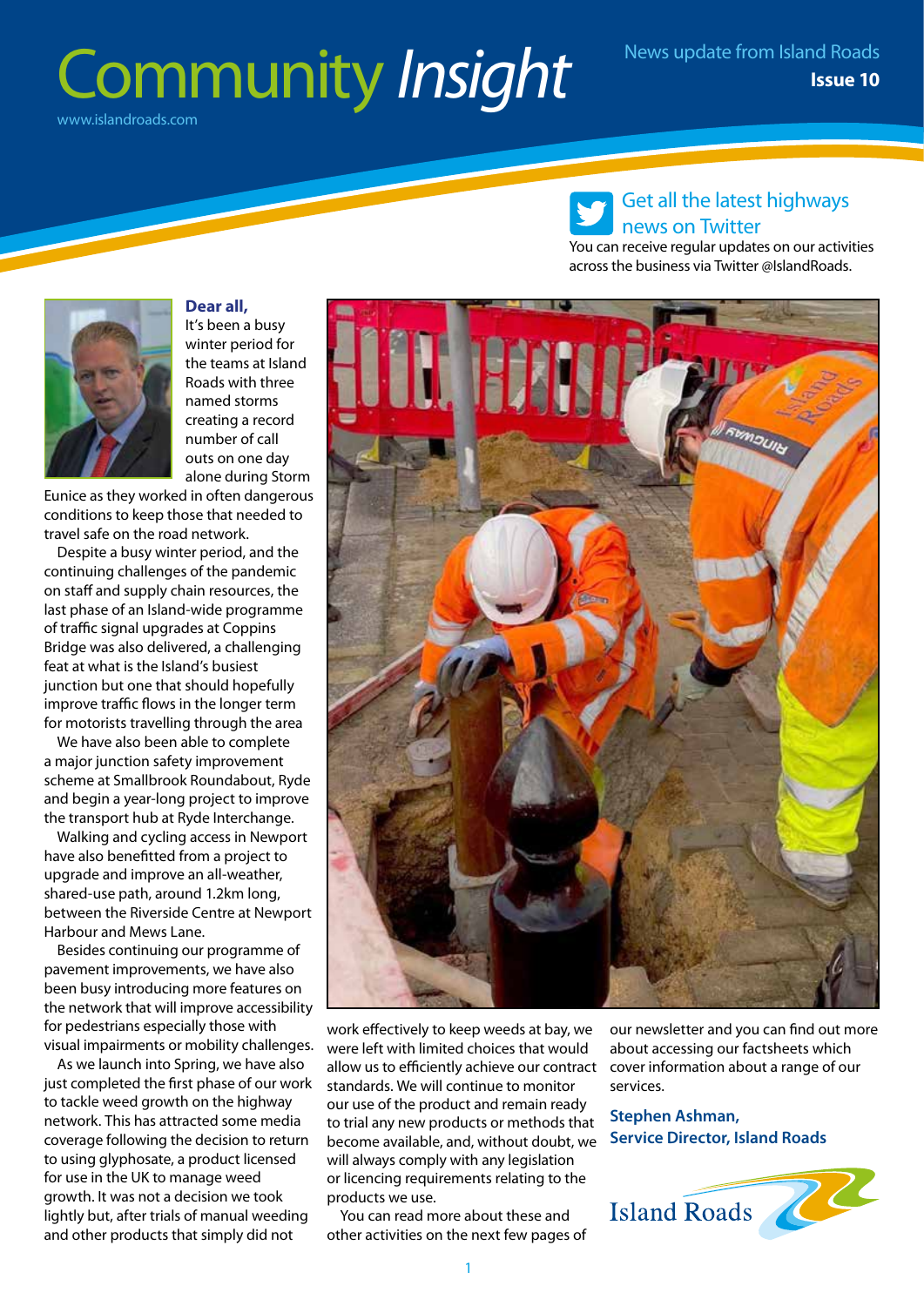# Community *Insight*

www.islandroads.com

News update from Island Roads
**Issue 10**

## Get all the latest highways news on Twitter

You can receive regular updates on our activities across the business via Twitter @IslandRoads.

**Dear all,**

It's been a busy winter period for the teams at Island Roads with three named storms creating a record number of call outs on one day alone during Storm Eunice as they worked in often dangerous conditions to keep those that needed to travel safe on the road network.

Despite a busy winter period, and the continuing challenges of the pandemic on staff and supply chain resources, the last phase of an Island-wide programme of traffic signal upgrades at Coppins Bridge was also delivered, a challenging feat at what is the Island's busiest junction but one that should hopefully improve traffic flows in the longer term for motorists travelling through the area

We have also been able to complete a major junction safety improvement scheme at Smallbrook Roundabout, Ryde and begin a year-long project to improve the transport hub at Ryde Interchange.

Walking and cycling access in Newport have also benefitted from a project to upgrade and improve an all-weather, shared-use path, around 1.2km long, between the Riverside Centre at Newport Harbour and Mews Lane.

Besides continuing our programme of pavement improvements, we have also been busy introducing more features on the network that will improve accessibility for pedestrians especially those with visual impairments or mobility challenges.

As we launch into Spring, we have also just completed the first phase of our work to tackle weed growth on the highway network. This has attracted some media coverage following the decision to return to using glyphosate, a product licensed for use in the UK to manage weed growth. It was not a decision we took lightly but, after trials of manual weeding and other products that simply did not work effectively to keep weeds at bay, we were left with limited choices that would allow us to efficiently achieve our contract standards. We will continue to monitor our use of the product and remain ready to trial any new products or methods that become available, and, without doubt, we will always comply with any legislation or licencing requirements relating to the products we use.

You can read more about these and other activities on the next few pages of our newsletter and you can find out more about accessing our factsheets which cover information about a range of our services.

**Stephen Ashman,**
**Service Director, Island Roads**

Island Roads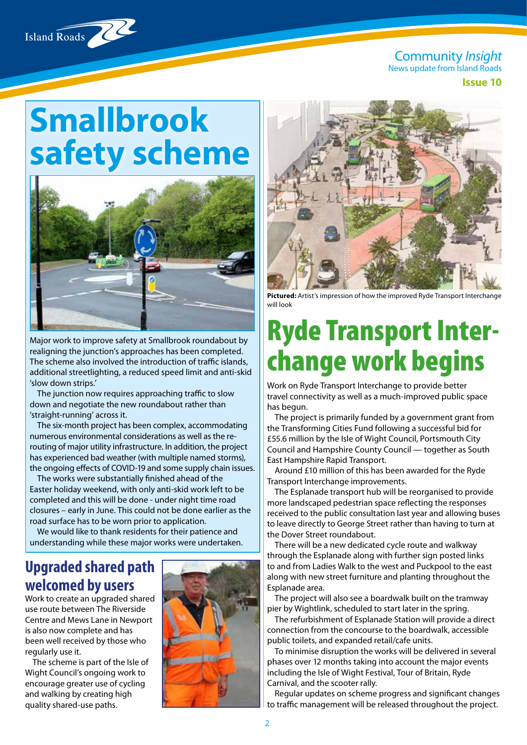# Smallbrook safety scheme

Major work to improve safety at Smallbrook roundabout by realigning the junction's approaches has been completed. The scheme also involved the introduction of traffic islands, additional streetlighting, a reduced speed limit and anti-skid 'slow down strips.'

The junction now requires approaching traffic to slow down and negotiate the new roundabout rather than 'straight-running' across it.

The six-month project has been complex, accommodating numerous environmental considerations as well as the re-routing of major utility infrastructure. In addition, the project has experienced bad weather (with multiple named storms), the ongoing effects of COVID-19 and some supply chain issues.

The works were substantially finished ahead of the Easter holiday weekend, with only anti-skid work left to be completed and this will be done - under night time road closures – early in June. This could not be done earlier as the road surface has to be worn prior to application.

We would like to thank residents for their patience and understanding while these major works were undertaken.

## Upgraded shared path welcomed by users

Work to create an upgraded shared use route between The Riverside Centre and Mews Lane in Newport is also now complete and has been well received by those who regularly use it.

The scheme is part of the Isle of Wight Council's ongoing work to encourage greater use of cycling and walking by creating high quality shared-use paths.

**Pictured:** Artist's impression of how the improved Ryde Transport Interchange will look

# Ryde Transport Interchange work begins

Work on Ryde Transport Interchange to provide better travel connectivity as well as a much-improved public space has begun.

The project is primarily funded by a government grant from the Transforming Cities Fund following a successful bid for £55.6 million by the Isle of Wight Council, Portsmouth City Council and Hampshire County Council — together as South East Hampshire Rapid Transport.

Around £10 million of this has been awarded for the Ryde Transport Interchange improvements.

The Esplanade transport hub will be reorganised to provide more landscaped pedestrian space reflecting the responses received to the public consultation last year and allowing buses to leave directly to George Street rather than having to turn at the Dover Street roundabout.

There will be a new dedicated cycle route and walkway through the Esplanade along with further sign posted links to and from Ladies Walk to the west and Puckpool to the east along with new street furniture and planting throughout the Esplanade area.

The project will also see a boardwalk built on the tramway pier by Wightlink, scheduled to start later in the spring.

The refurbishment of Esplanade Station will provide a direct connection from the concourse to the boardwalk, accessible public toilets, and expanded retail/cafe units.

To minimise disruption the works will be delivered in several phases over 12 months taking into account the major events including the Isle of Wight Festival, Tour of Britain, Ryde Carnival, and the scooter rally.

Regular updates on scheme progress and significant changes to traffic management will be released throughout the project.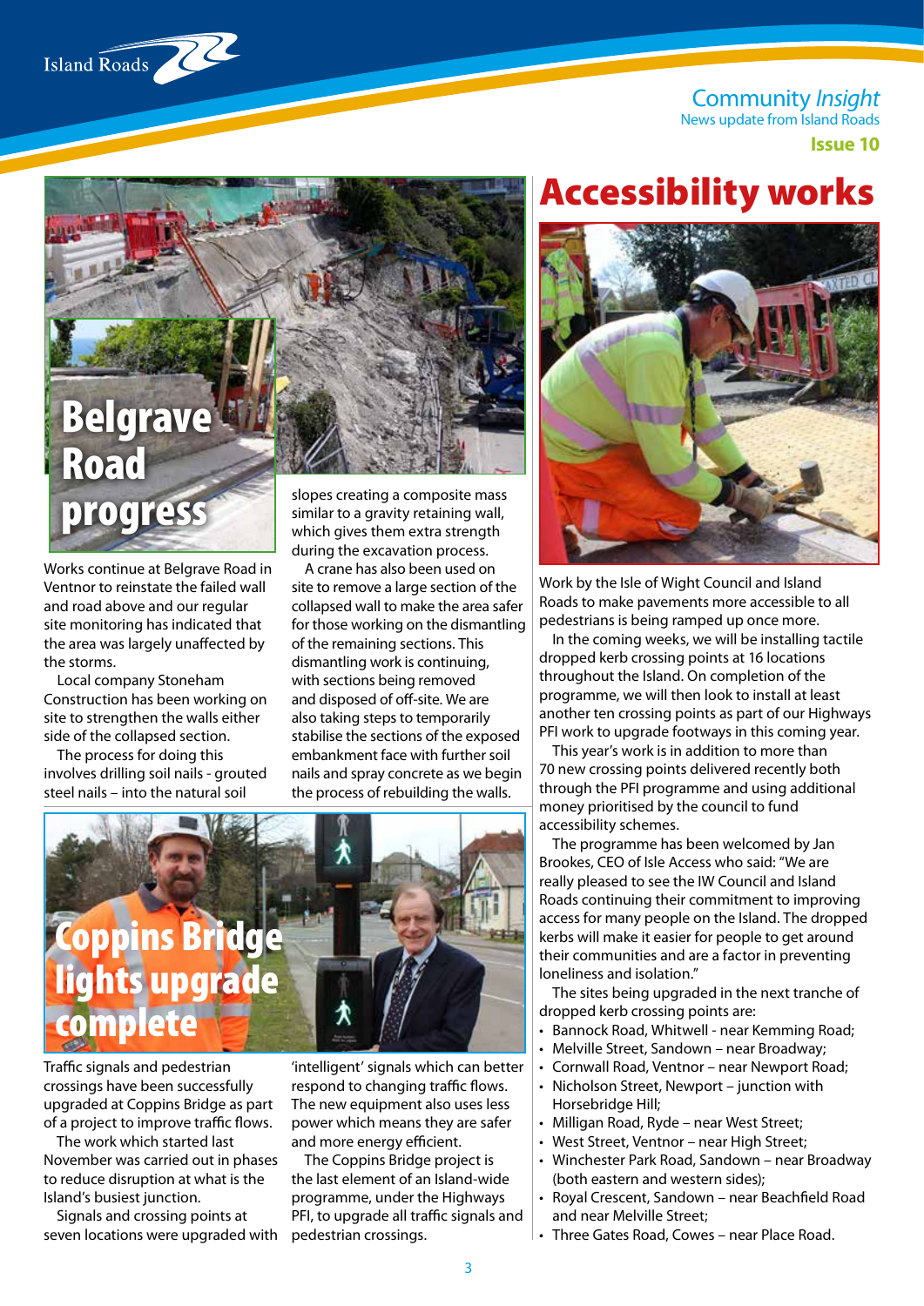Community *Insight*
News update from Island Roads
**Issue 10**

# Belgrave Road progress

Works continue at Belgrave Road in Ventnor to reinstate the failed wall and road above and our regular site monitoring has indicated that the area was largely unaffected by the storms.

Local company Stoneham Construction has been working on site to strengthen the walls either side of the collapsed section.

The process for doing this involves drilling soil nails - grouted steel nails – into the natural soil slopes creating a composite mass similar to a gravity retaining wall, which gives them extra strength during the excavation process.

A crane has also been used on site to remove a large section of the collapsed wall to make the area safer for those working on the dismantling of the remaining sections. This dismantling work is continuing, with sections being removed and disposed of off-site. We are also taking steps to temporarily stabilise the sections of the exposed embankment face with further soil nails and spray concrete as we begin the process of rebuilding the walls.

# Coppins Bridge lights upgrade complete

Traffic signals and pedestrian crossings have been successfully upgraded at Coppins Bridge as part of a project to improve traffic flows.

The work which started last November was carried out in phases to reduce disruption at what is the Island's busiest junction.

Signals and crossing points at seven locations were upgraded with 'intelligent' signals which can better respond to changing traffic flows. The new equipment also uses less power which means they are safer and more energy efficient.

The Coppins Bridge project is the last element of an Island-wide programme, under the Highways PFI, to upgrade all traffic signals and pedestrian crossings.

# Accessibility works

Work by the Isle of Wight Council and Island Roads to make pavements more accessible to all pedestrians is being ramped up once more.

In the coming weeks, we will be installing tactile dropped kerb crossing points at 16 locations throughout the Island. On completion of the programme, we will then look to install at least another ten crossing points as part of our Highways PFI work to upgrade footways in this coming year.

This year's work is in addition to more than 70 new crossing points delivered recently both through the PFI programme and using additional money prioritised by the council to fund accessibility schemes.

The programme has been welcomed by Jan Brookes, CEO of Isle Access who said: "We are really pleased to see the IW Council and Island Roads continuing their commitment to improving access for many people on the Island. The dropped kerbs will make it easier for people to get around their communities and are a factor in preventing loneliness and isolation."

The sites being upgraded in the next tranche of dropped kerb crossing points are:

- Bannock Road, Whitwell - near Kemming Road;
- Melville Street, Sandown – near Broadway;
- Cornwall Road, Ventnor – near Newport Road;
- Nicholson Street, Newport – junction with Horsebridge Hill;
- Milligan Road, Ryde – near West Street;
- West Street, Ventnor – near High Street;
- Winchester Park Road, Sandown – near Broadway (both eastern and western sides);
- Royal Crescent, Sandown – near Beachfield Road and near Melville Street;
- Three Gates Road, Cowes – near Place Road.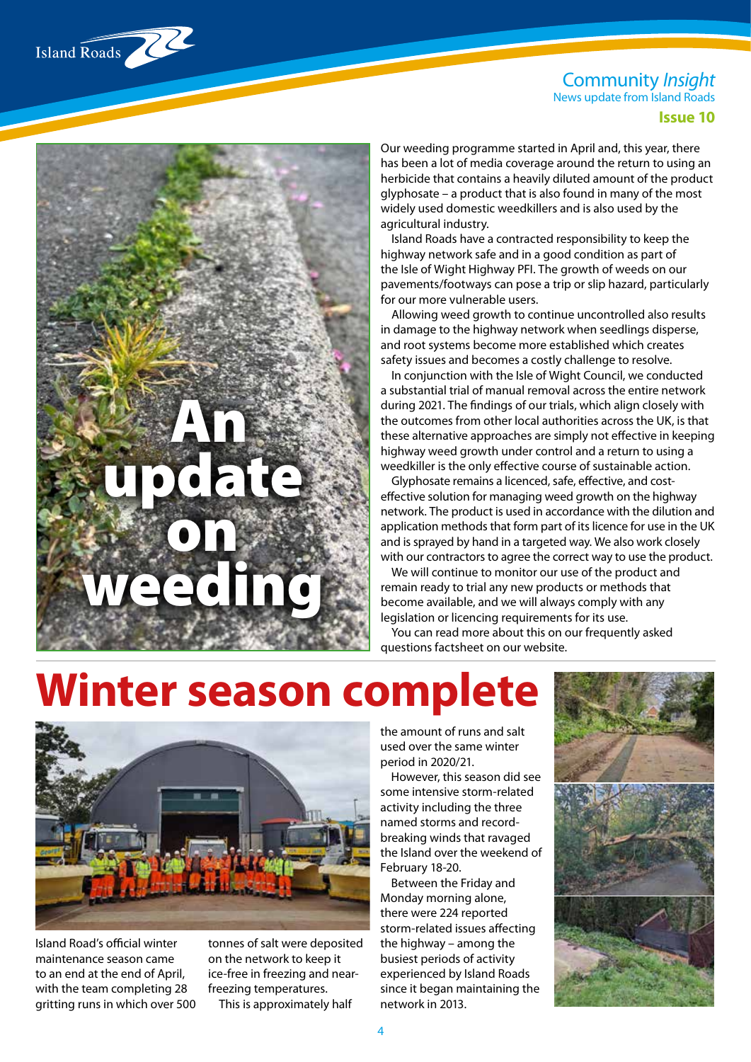## An update on weeding

Our weeding programme started in April and, this year, there has been a lot of media coverage around the return to using an herbicide that contains a heavily diluted amount of the product glyphosate – a product that is also found in many of the most widely used domestic weedkillers and is also used by the agricultural industry.

Island Roads have a contracted responsibility to keep the highway network safe and in a good condition as part of the Isle of Wight Highway PFI. The growth of weeds on our pavements/footways can pose a trip or slip hazard, particularly for our more vulnerable users.

Allowing weed growth to continue uncontrolled also results in damage to the highway network when seedlings disperse, and root systems become more established which creates safety issues and becomes a costly challenge to resolve.

In conjunction with the Isle of Wight Council, we conducted a substantial trial of manual removal across the entire network during 2021. The findings of our trials, which align closely with the outcomes from other local authorities across the UK, is that these alternative approaches are simply not effective in keeping highway weed growth under control and a return to using a weedkiller is the only effective course of sustainable action.

Glyphosate remains a licenced, safe, effective, and cost-effective solution for managing weed growth on the highway network. The product is used in accordance with the dilution and application methods that form part of its licence for use in the UK and is sprayed by hand in a targeted way. We also work closely with our contractors to agree the correct way to use the product.

We will continue to monitor our use of the product and remain ready to trial any new products or methods that become available, and we will always comply with any legislation or licencing requirements for its use.

You can read more about this on our frequently asked questions factsheet on our website.

# Winter season complete

Island Road's official winter maintenance season came to an end at the end of April, with the team completing 28 gritting runs in which over 500 tonnes of salt were deposited on the network to keep it ice-free in freezing and near-freezing temperatures.

This is approximately half the amount of runs and salt used over the same winter period in 2020/21.

However, this season did see some intensive storm-related activity including the three named storms and record-breaking winds that ravaged the Island over the weekend of February 18-20.

Between the Friday and Monday morning alone, there were 224 reported storm-related issues affecting the highway – among the busiest periods of activity experienced by Island Roads since it began maintaining the network in 2013.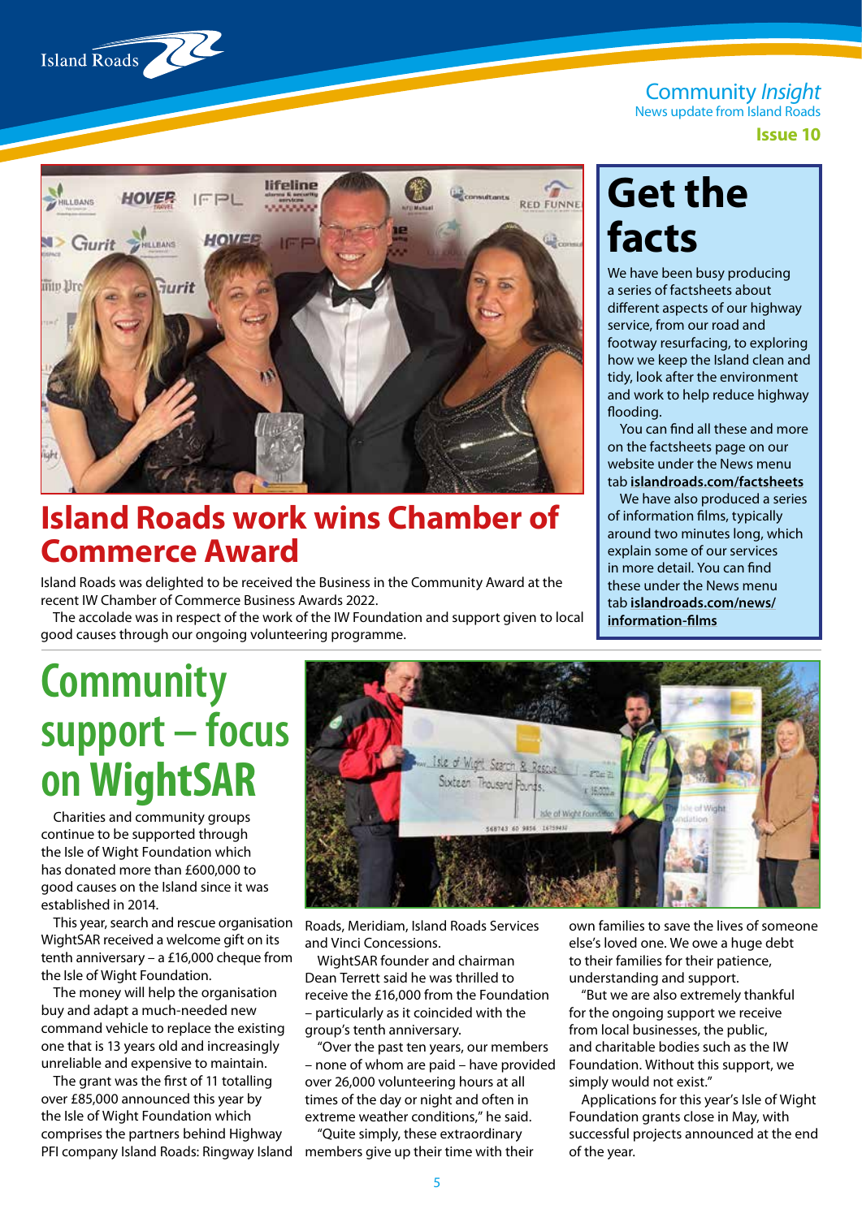# Island Roads work wins Chamber of Commerce Award

Island Roads was delighted to be received the Business in the Community Award at the recent IW Chamber of Commerce Business Awards 2022.

The accolade was in respect of the work of the IW Foundation and support given to local good causes through our ongoing volunteering programme.

## Get the facts

We have been busy producing a series of factsheets about different aspects of our highway service, from our road and footway resurfacing, to exploring how we keep the Island clean and tidy, look after the environment and work to help reduce highway flooding.

You can find all these and more on the factsheets page on our website under the News menu tab **islandroads.com/factsheets**

We have also produced a series of information films, typically around two minutes long, which explain some of our services in more detail. You can find these under the News menu tab **islandroads.com/news/information-films**

# Community support – focus on WightSAR

Charities and community groups continue to be supported through the Isle of Wight Foundation which has donated more than £600,000 to good causes on the Island since it was established in 2014.

This year, search and rescue organisation WightSAR received a welcome gift on its tenth anniversary – a £16,000 cheque from the Isle of Wight Foundation.

The money will help the organisation buy and adapt a much-needed new command vehicle to replace the existing one that is 13 years old and increasingly unreliable and expensive to maintain.

The grant was the first of 11 totalling over £85,000 announced this year by the Isle of Wight Foundation which comprises the partners behind Highway PFI company Island Roads: Ringway Island Roads, Meridiam, Island Roads Services and Vinci Concessions.

WightSAR founder and chairman Dean Terrett said he was thrilled to receive the £16,000 from the Foundation – particularly as it coincided with the group's tenth anniversary.

"Over the past ten years, our members – none of whom are paid – have provided over 26,000 volunteering hours at all times of the day or night and often in extreme weather conditions," he said.

"Quite simply, these extraordinary members give up their time with their own families to save the lives of someone else's loved one. We owe a huge debt to their families for their patience, understanding and support.

"But we are also extremely thankful for the ongoing support we receive from local businesses, the public, and charitable bodies such as the IW Foundation. Without this support, we simply would not exist."

Applications for this year's Isle of Wight Foundation grants close in May, with successful projects announced at the end of the year.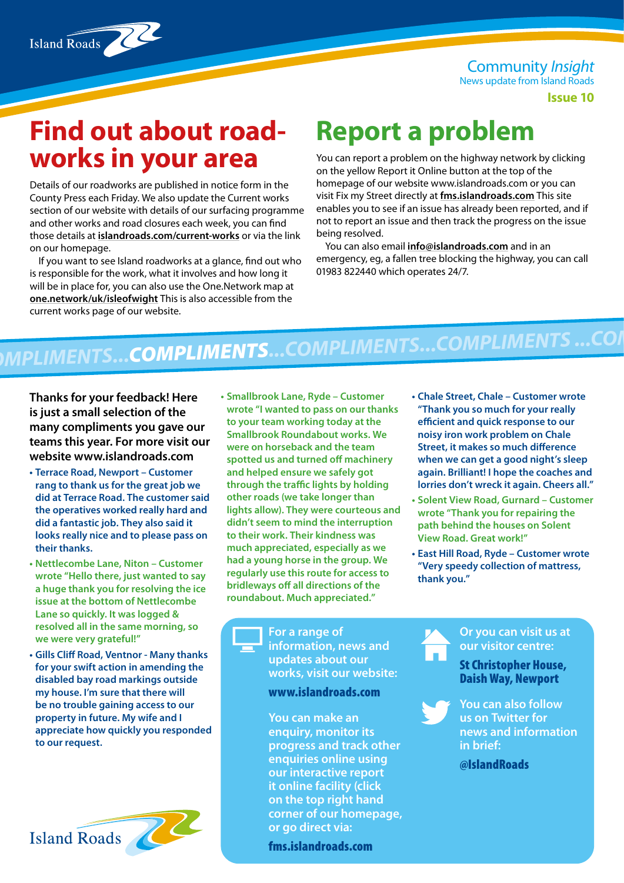Island Roads

Community *Insight*
News update from Island Roads
**Issue 10**

# Find out about roadworks in your area

Details of our roadworks are published in notice form in the County Press each Friday. We also update the Current works section of our website with details of our surfacing programme and other works and road closures each week, you can find those details at **islandroads.com/current-works** or via the link on our homepage.

If you want to see Island roadworks at a glance, find out who is responsible for the work, what it involves and how long it will be in place for, you can also use the One.Network map at **one.network/uk/isleofwight** This is also accessible from the current works page of our website.

# Report a problem

You can report a problem on the highway network by clicking on the yellow Report it Online button at the top of the homepage of our website www.islandroads.com or you can visit Fix my Street directly at **fms.islandroads.com** This site enables you to see if an issue has already been reported, and if not to report an issue and then track the progress on the issue being resolved.

You can also email **info@islandroads.com** and in an emergency, eg, a fallen tree blocking the highway, you can call 01983 822440 which operates 24/7.

## COMPLIMENTS...COMPLIMENTS...COMPLIMENTS...COMPLIMENTS...

**Thanks for your feedback! Here is just a small selection of the many compliments you gave our teams this year. For more visit our website www.islandroads.com**

- Terrace Road, Newport – Customer rang to thank us for the great job we did at Terrace Road. The customer said the operatives worked really hard and did a fantastic job. They also said it looks really nice and to please pass on their thanks.
- Nettlecombe Lane, Niton – Customer wrote "Hello there, just wanted to say a huge thank you for resolving the ice issue at the bottom of Nettlecombe Lane so quickly. It was logged & resolved all in the same morning, so we were very grateful!"
- Gills Cliff Road, Ventnor - Many thanks for your swift action in amending the disabled bay road markings outside my house. I'm sure that there will be no trouble gaining access to our property in future. My wife and I appreciate how quickly you responded to our request.
- Smallbrook Lane, Ryde – Customer wrote "I wanted to pass on our thanks to your team working today at the Smallbrook Roundabout works. We were on horseback and the team spotted us and turned off machinery and helped ensure we safely got through the traffic lights by holding other roads (we take longer than lights allow). They were courteous and didn't seem to mind the interruption to their work. Their kindness was much appreciated, especially as we had a young horse in the group. We regularly use this route for access to bridleways off all directions of the roundabout. Much appreciated."
- Chale Street, Chale – Customer wrote "Thank you so much for your really efficient and quick response to our noisy iron work problem on Chale Street, it makes so much difference when we can get a good night's sleep again. Brilliant! I hope the coaches and lorries don't wreck it again. Cheers all."
- Solent View Road, Gurnard – Customer wrote "Thank you for repairing the path behind the houses on Solent View Road. Great work!"
- East Hill Road, Ryde – Customer wrote "Very speedy collection of mattress, thank you."

For a range of information, news and updates about our works, visit our website:

**www.islandroads.com**

You can make an enquiry, monitor its progress and track other enquiries online using our interactive report it online facility (click on the top right hand corner of our homepage, or go direct via:

**fms.islandroads.com**

Or you can visit us at our visitor centre:

**St Christopher House, Daish Way, Newport**

You can also follow us on Twitter for news and information in brief:

**@IslandRoads**

Island Roads